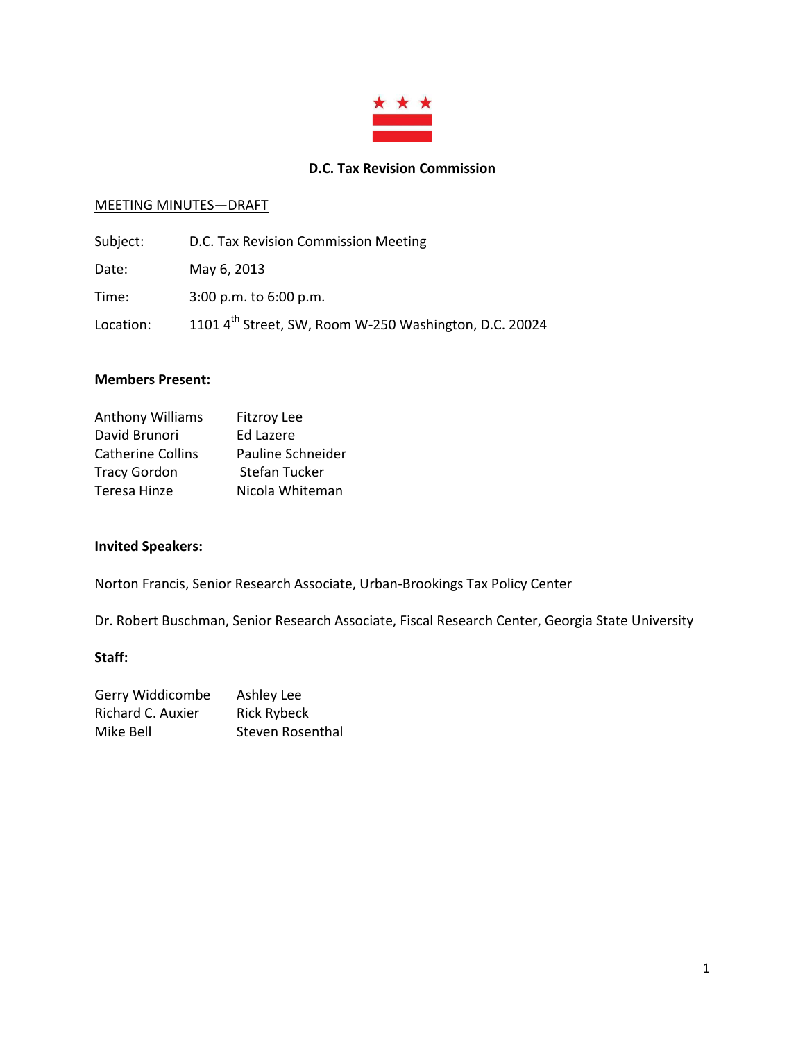# D.C. Tax Revision Commission

MEETING MINUTES—DRAFT

| | |
|---|---|
| Subject: | D.C. Tax Revision Commission Meeting |
| Date: | May 6, 2013 |
| Time: | 3:00 p.m. to 6:00 p.m. |
| Location: | 1101 4th Street, SW, Room W-250 Washington, D.C. 20024 |

**Members Present:**

| | |
|---|---|
| Anthony Williams | Fitzroy Lee |
| David Brunori | Ed Lazere |
| Catherine Collins | Pauline Schneider |
| Tracy Gordon | Stefan Tucker |
| Teresa Hinze | Nicola Whiteman |

**Invited Speakers:**

Norton Francis, Senior Research Associate, Urban-Brookings Tax Policy Center

Dr. Robert Buschman, Senior Research Associate, Fiscal Research Center, Georgia State University

**Staff:**

| | |
|---|---|
| Gerry Widdicombe | Ashley Lee |
| Richard C. Auxier | Rick Rybeck |
| Mike Bell | Steven Rosenthal |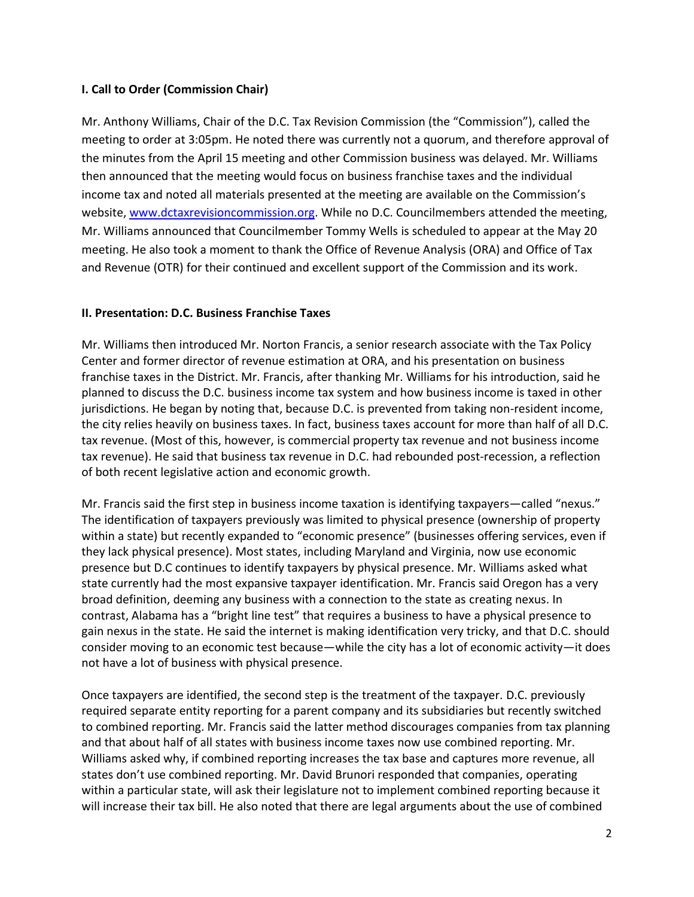### I. Call to Order (Commission Chair)

Mr. Anthony Williams, Chair of the D.C. Tax Revision Commission (the "Commission"), called the meeting to order at 3:05pm. He noted there was currently not a quorum, and therefore approval of the minutes from the April 15 meeting and other Commission business was delayed. Mr. Williams then announced that the meeting would focus on business franchise taxes and the individual income tax and noted all materials presented at the meeting are available on the Commission's website, [www.dctaxrevisioncommission.org](www.dctaxrevisioncommission.org). While no D.C. Councilmembers attended the meeting, Mr. Williams announced that Councilmember Tommy Wells is scheduled to appear at the May 20 meeting. He also took a moment to thank the Office of Revenue Analysis (ORA) and Office of Tax and Revenue (OTR) for their continued and excellent support of the Commission and its work.

### II. Presentation: D.C. Business Franchise Taxes

Mr. Williams then introduced Mr. Norton Francis, a senior research associate with the Tax Policy Center and former director of revenue estimation at ORA, and his presentation on business franchise taxes in the District. Mr. Francis, after thanking Mr. Williams for his introduction, said he planned to discuss the D.C. business income tax system and how business income is taxed in other jurisdictions. He began by noting that, because D.C. is prevented from taking non-resident income, the city relies heavily on business taxes. In fact, business taxes account for more than half of all D.C. tax revenue. (Most of this, however, is commercial property tax revenue and not business income tax revenue). He said that business tax revenue in D.C. had rebounded post-recession, a reflection of both recent legislative action and economic growth.

Mr. Francis said the first step in business income taxation is identifying taxpayers—called "nexus." The identification of taxpayers previously was limited to physical presence (ownership of property within a state) but recently expanded to "economic presence" (businesses offering services, even if they lack physical presence). Most states, including Maryland and Virginia, now use economic presence but D.C continues to identify taxpayers by physical presence. Mr. Williams asked what state currently had the most expansive taxpayer identification. Mr. Francis said Oregon has a very broad definition, deeming any business with a connection to the state as creating nexus. In contrast, Alabama has a "bright line test" that requires a business to have a physical presence to gain nexus in the state. He said the internet is making identification very tricky, and that D.C. should consider moving to an economic test because—while the city has a lot of economic activity—it does not have a lot of business with physical presence.

Once taxpayers are identified, the second step is the treatment of the taxpayer. D.C. previously required separate entity reporting for a parent company and its subsidiaries but recently switched to combined reporting. Mr. Francis said the latter method discourages companies from tax planning and that about half of all states with business income taxes now use combined reporting. Mr. Williams asked why, if combined reporting increases the tax base and captures more revenue, all states don't use combined reporting. Mr. David Brunori responded that companies, operating within a particular state, will ask their legislature not to implement combined reporting because it will increase their tax bill. He also noted that there are legal arguments about the use of combined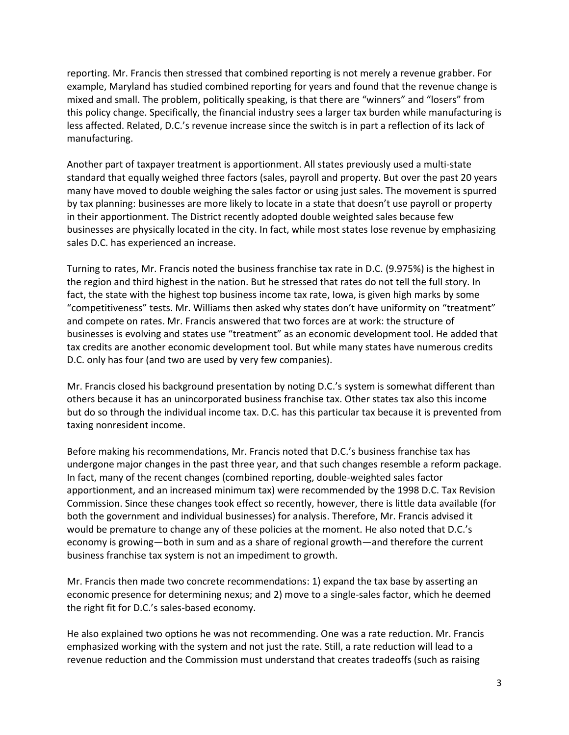reporting. Mr. Francis then stressed that combined reporting is not merely a revenue grabber. For example, Maryland has studied combined reporting for years and found that the revenue change is mixed and small. The problem, politically speaking, is that there are "winners" and "losers" from this policy change. Specifically, the financial industry sees a larger tax burden while manufacturing is less affected. Related, D.C.'s revenue increase since the switch is in part a reflection of its lack of manufacturing.

Another part of taxpayer treatment is apportionment. All states previously used a multi-state standard that equally weighed three factors (sales, payroll and property. But over the past 20 years many have moved to double weighing the sales factor or using just sales. The movement is spurred by tax planning: businesses are more likely to locate in a state that doesn't use payroll or property in their apportionment. The District recently adopted double weighted sales because few businesses are physically located in the city. In fact, while most states lose revenue by emphasizing sales D.C. has experienced an increase.

Turning to rates, Mr. Francis noted the business franchise tax rate in D.C. (9.975%) is the highest in the region and third highest in the nation. But he stressed that rates do not tell the full story. In fact, the state with the highest top business income tax rate, Iowa, is given high marks by some "competitiveness" tests. Mr. Williams then asked why states don't have uniformity on "treatment" and compete on rates. Mr. Francis answered that two forces are at work: the structure of businesses is evolving and states use "treatment" as an economic development tool. He added that tax credits are another economic development tool. But while many states have numerous credits D.C. only has four (and two are used by very few companies).

Mr. Francis closed his background presentation by noting D.C.'s system is somewhat different than others because it has an unincorporated business franchise tax. Other states tax also this income but do so through the individual income tax. D.C. has this particular tax because it is prevented from taxing nonresident income.

Before making his recommendations, Mr. Francis noted that D.C.'s business franchise tax has undergone major changes in the past three year, and that such changes resemble a reform package. In fact, many of the recent changes (combined reporting, double-weighted sales factor apportionment, and an increased minimum tax) were recommended by the 1998 D.C. Tax Revision Commission. Since these changes took effect so recently, however, there is little data available (for both the government and individual businesses) for analysis. Therefore, Mr. Francis advised it would be premature to change any of these policies at the moment. He also noted that D.C.'s economy is growing—both in sum and as a share of regional growth—and therefore the current business franchise tax system is not an impediment to growth.

Mr. Francis then made two concrete recommendations: 1) expand the tax base by asserting an economic presence for determining nexus; and 2) move to a single-sales factor, which he deemed the right fit for D.C.'s sales-based economy.

He also explained two options he was not recommending. One was a rate reduction. Mr. Francis emphasized working with the system and not just the rate. Still, a rate reduction will lead to a revenue reduction and the Commission must understand that creates tradeoffs (such as raising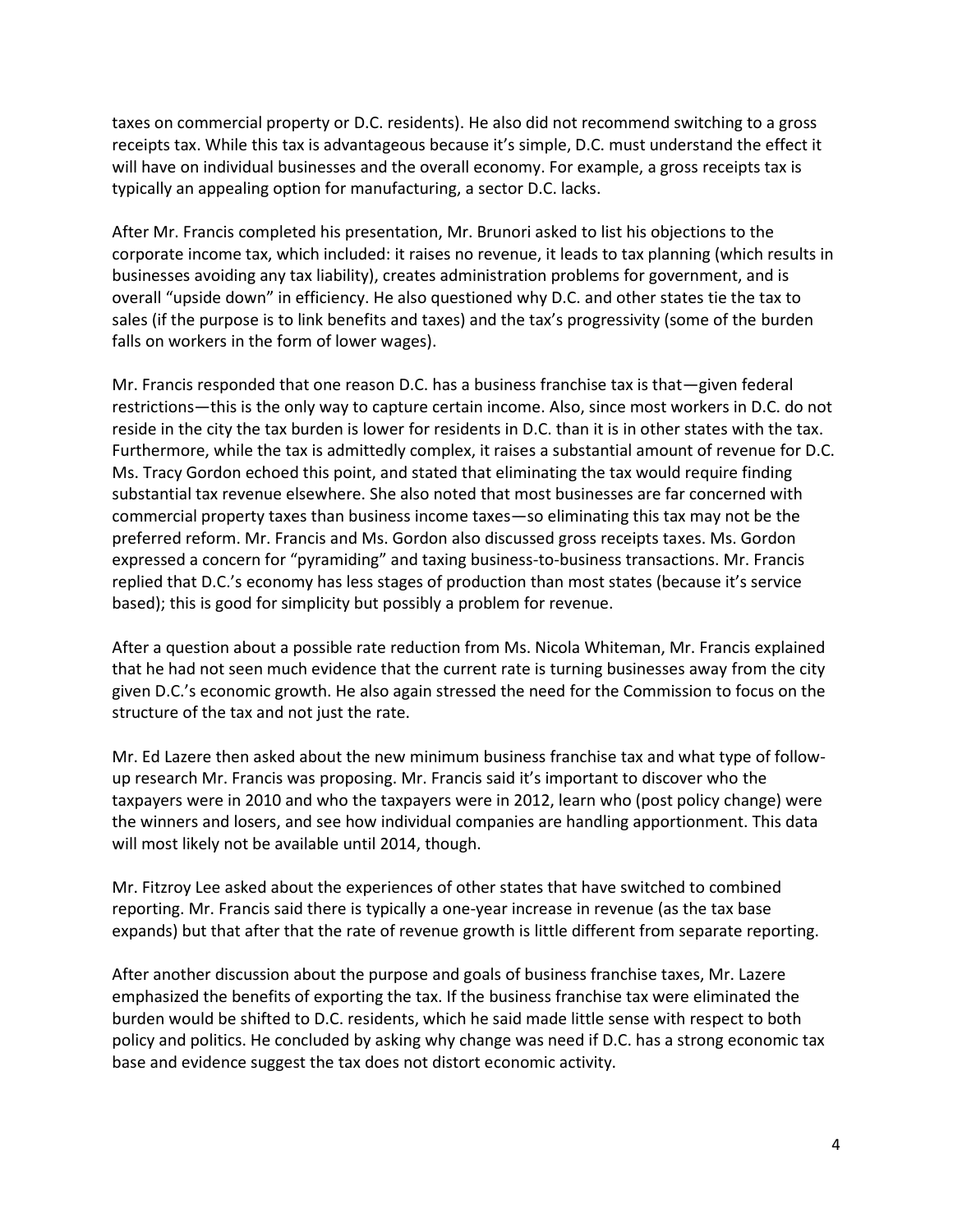taxes on commercial property or D.C. residents). He also did not recommend switching to a gross receipts tax. While this tax is advantageous because it's simple, D.C. must understand the effect it will have on individual businesses and the overall economy. For example, a gross receipts tax is typically an appealing option for manufacturing, a sector D.C. lacks.

After Mr. Francis completed his presentation, Mr. Brunori asked to list his objections to the corporate income tax, which included: it raises no revenue, it leads to tax planning (which results in businesses avoiding any tax liability), creates administration problems for government, and is overall "upside down" in efficiency. He also questioned why D.C. and other states tie the tax to sales (if the purpose is to link benefits and taxes) and the tax's progressivity (some of the burden falls on workers in the form of lower wages).

Mr. Francis responded that one reason D.C. has a business franchise tax is that—given federal restrictions—this is the only way to capture certain income. Also, since most workers in D.C. do not reside in the city the tax burden is lower for residents in D.C. than it is in other states with the tax. Furthermore, while the tax is admittedly complex, it raises a substantial amount of revenue for D.C. Ms. Tracy Gordon echoed this point, and stated that eliminating the tax would require finding substantial tax revenue elsewhere. She also noted that most businesses are far concerned with commercial property taxes than business income taxes—so eliminating this tax may not be the preferred reform. Mr. Francis and Ms. Gordon also discussed gross receipts taxes. Ms. Gordon expressed a concern for "pyramiding" and taxing business-to-business transactions. Mr. Francis replied that D.C.'s economy has less stages of production than most states (because it's service based); this is good for simplicity but possibly a problem for revenue.

After a question about a possible rate reduction from Ms. Nicola Whiteman, Mr. Francis explained that he had not seen much evidence that the current rate is turning businesses away from the city given D.C.'s economic growth. He also again stressed the need for the Commission to focus on the structure of the tax and not just the rate.

Mr. Ed Lazere then asked about the new minimum business franchise tax and what type of follow-up research Mr. Francis was proposing. Mr. Francis said it's important to discover who the taxpayers were in 2010 and who the taxpayers were in 2012, learn who (post policy change) were the winners and losers, and see how individual companies are handling apportionment. This data will most likely not be available until 2014, though.

Mr. Fitzroy Lee asked about the experiences of other states that have switched to combined reporting. Mr. Francis said there is typically a one-year increase in revenue (as the tax base expands) but that after that the rate of revenue growth is little different from separate reporting.

After another discussion about the purpose and goals of business franchise taxes, Mr. Lazere emphasized the benefits of exporting the tax. If the business franchise tax were eliminated the burden would be shifted to D.C. residents, which he said made little sense with respect to both policy and politics. He concluded by asking why change was need if D.C. has a strong economic tax base and evidence suggest the tax does not distort economic activity.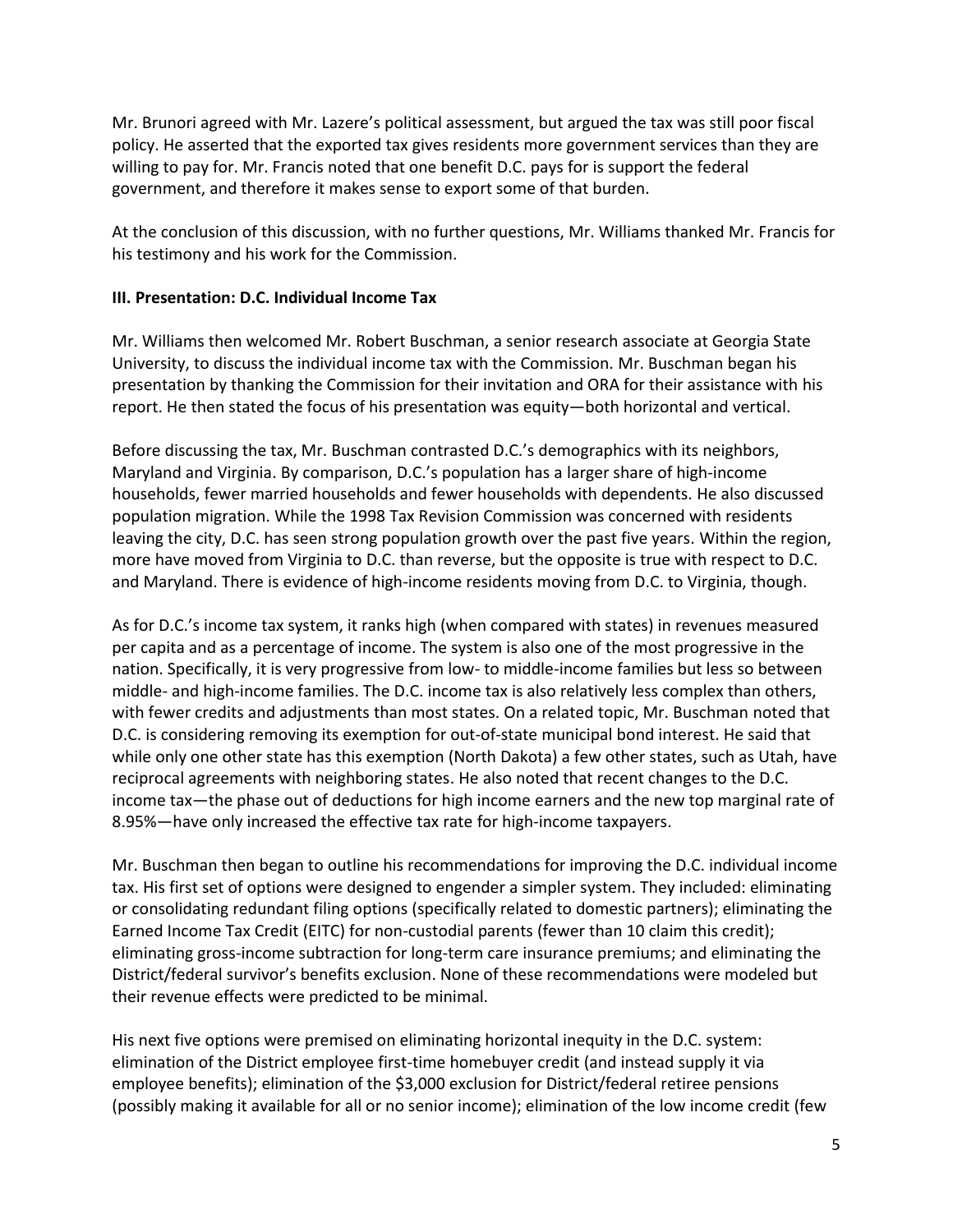Mr. Brunori agreed with Mr. Lazere's political assessment, but argued the tax was still poor fiscal policy. He asserted that the exported tax gives residents more government services than they are willing to pay for. Mr. Francis noted that one benefit D.C. pays for is support the federal government, and therefore it makes sense to export some of that burden.

At the conclusion of this discussion, with no further questions, Mr. Williams thanked Mr. Francis for his testimony and his work for the Commission.

**III. Presentation: D.C. Individual Income Tax**

Mr. Williams then welcomed Mr. Robert Buschman, a senior research associate at Georgia State University, to discuss the individual income tax with the Commission. Mr. Buschman began his presentation by thanking the Commission for their invitation and ORA for their assistance with his report. He then stated the focus of his presentation was equity—both horizontal and vertical.

Before discussing the tax, Mr. Buschman contrasted D.C.'s demographics with its neighbors, Maryland and Virginia. By comparison, D.C.'s population has a larger share of high-income households, fewer married households and fewer households with dependents. He also discussed population migration. While the 1998 Tax Revision Commission was concerned with residents leaving the city, D.C. has seen strong population growth over the past five years. Within the region, more have moved from Virginia to D.C. than reverse, but the opposite is true with respect to D.C. and Maryland. There is evidence of high-income residents moving from D.C. to Virginia, though.

As for D.C.'s income tax system, it ranks high (when compared with states) in revenues measured per capita and as a percentage of income. The system is also one of the most progressive in the nation. Specifically, it is very progressive from low- to middle-income families but less so between middle- and high-income families. The D.C. income tax is also relatively less complex than others, with fewer credits and adjustments than most states. On a related topic, Mr. Buschman noted that D.C. is considering removing its exemption for out-of-state municipal bond interest. He said that while only one other state has this exemption (North Dakota) a few other states, such as Utah, have reciprocal agreements with neighboring states. He also noted that recent changes to the D.C. income tax—the phase out of deductions for high income earners and the new top marginal rate of 8.95%—have only increased the effective tax rate for high-income taxpayers.

Mr. Buschman then began to outline his recommendations for improving the D.C. individual income tax. His first set of options were designed to engender a simpler system. They included: eliminating or consolidating redundant filing options (specifically related to domestic partners); eliminating the Earned Income Tax Credit (EITC) for non-custodial parents (fewer than 10 claim this credit); eliminating gross-income subtraction for long-term care insurance premiums; and eliminating the District/federal survivor's benefits exclusion. None of these recommendations were modeled but their revenue effects were predicted to be minimal.

His next five options were premised on eliminating horizontal inequity in the D.C. system: elimination of the District employee first-time homebuyer credit (and instead supply it via employee benefits); elimination of the $3,000 exclusion for District/federal retiree pensions (possibly making it available for all or no senior income); elimination of the low income credit (few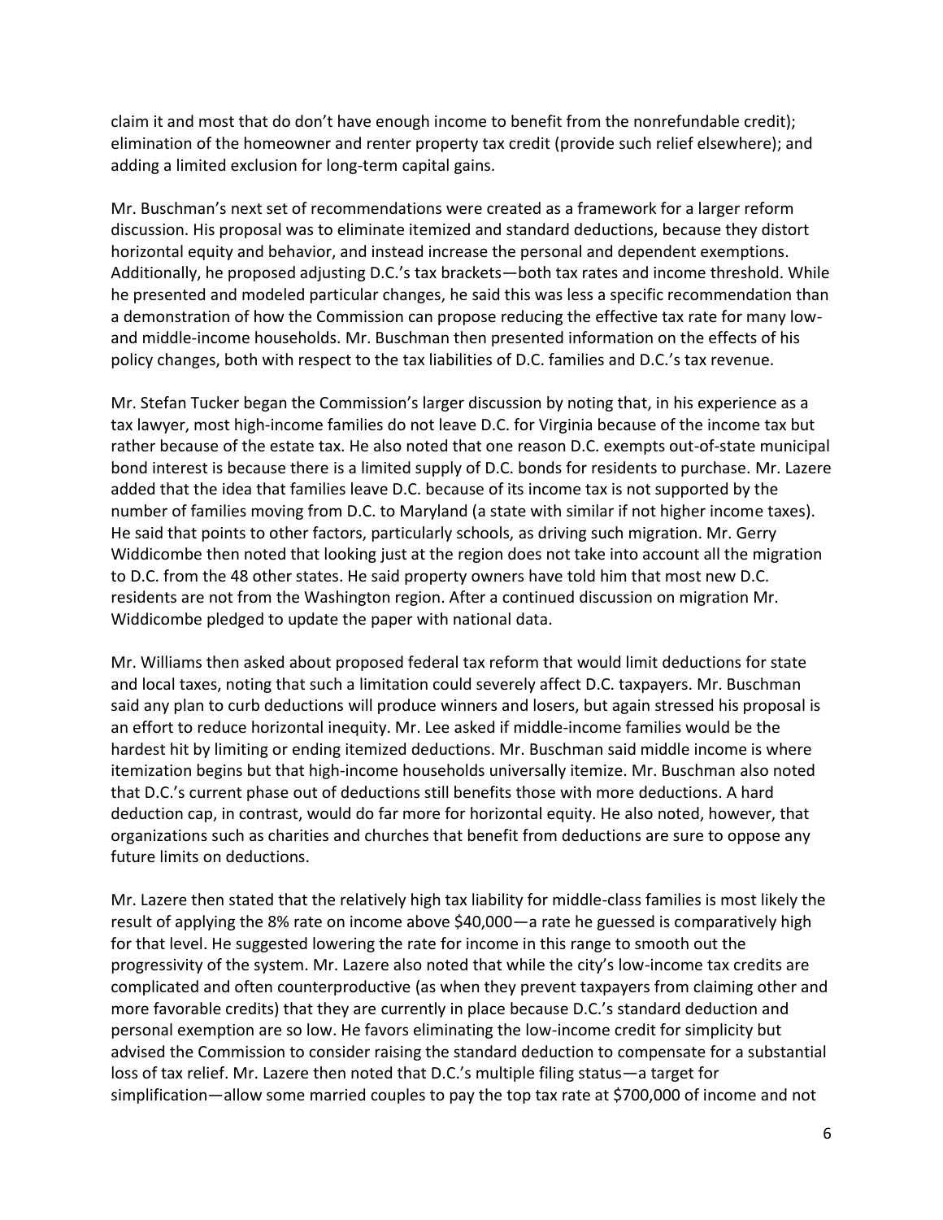claim it and most that do don't have enough income to benefit from the nonrefundable credit); elimination of the homeowner and renter property tax credit (provide such relief elsewhere); and adding a limited exclusion for long-term capital gains.

Mr. Buschman's next set of recommendations were created as a framework for a larger reform discussion. His proposal was to eliminate itemized and standard deductions, because they distort horizontal equity and behavior, and instead increase the personal and dependent exemptions. Additionally, he proposed adjusting D.C.'s tax brackets—both tax rates and income threshold. While he presented and modeled particular changes, he said this was less a specific recommendation than a demonstration of how the Commission can propose reducing the effective tax rate for many low- and middle-income households. Mr. Buschman then presented information on the effects of his policy changes, both with respect to the tax liabilities of D.C. families and D.C.'s tax revenue.

Mr. Stefan Tucker began the Commission's larger discussion by noting that, in his experience as a tax lawyer, most high-income families do not leave D.C. for Virginia because of the income tax but rather because of the estate tax. He also noted that one reason D.C. exempts out-of-state municipal bond interest is because there is a limited supply of D.C. bonds for residents to purchase. Mr. Lazere added that the idea that families leave D.C. because of its income tax is not supported by the number of families moving from D.C. to Maryland (a state with similar if not higher income taxes). He said that points to other factors, particularly schools, as driving such migration. Mr. Gerry Widdicombe then noted that looking just at the region does not take into account all the migration to D.C. from the 48 other states. He said property owners have told him that most new D.C. residents are not from the Washington region. After a continued discussion on migration Mr. Widdicombe pledged to update the paper with national data.

Mr. Williams then asked about proposed federal tax reform that would limit deductions for state and local taxes, noting that such a limitation could severely affect D.C. taxpayers. Mr. Buschman said any plan to curb deductions will produce winners and losers, but again stressed his proposal is an effort to reduce horizontal inequity. Mr. Lee asked if middle-income families would be the hardest hit by limiting or ending itemized deductions. Mr. Buschman said middle income is where itemization begins but that high-income households universally itemize. Mr. Buschman also noted that D.C.'s current phase out of deductions still benefits those with more deductions. A hard deduction cap, in contrast, would do far more for horizontal equity. He also noted, however, that organizations such as charities and churches that benefit from deductions are sure to oppose any future limits on deductions.

Mr. Lazere then stated that the relatively high tax liability for middle-class families is most likely the result of applying the 8% rate on income above $40,000—a rate he guessed is comparatively high for that level. He suggested lowering the rate for income in this range to smooth out the progressivity of the system. Mr. Lazere also noted that while the city's low-income tax credits are complicated and often counterproductive (as when they prevent taxpayers from claiming other and more favorable credits) that they are currently in place because D.C.'s standard deduction and personal exemption are so low. He favors eliminating the low-income credit for simplicity but advised the Commission to consider raising the standard deduction to compensate for a substantial loss of tax relief. Mr. Lazere then noted that D.C.'s multiple filing status—a target for simplification—allow some married couples to pay the top tax rate at $700,000 of income and not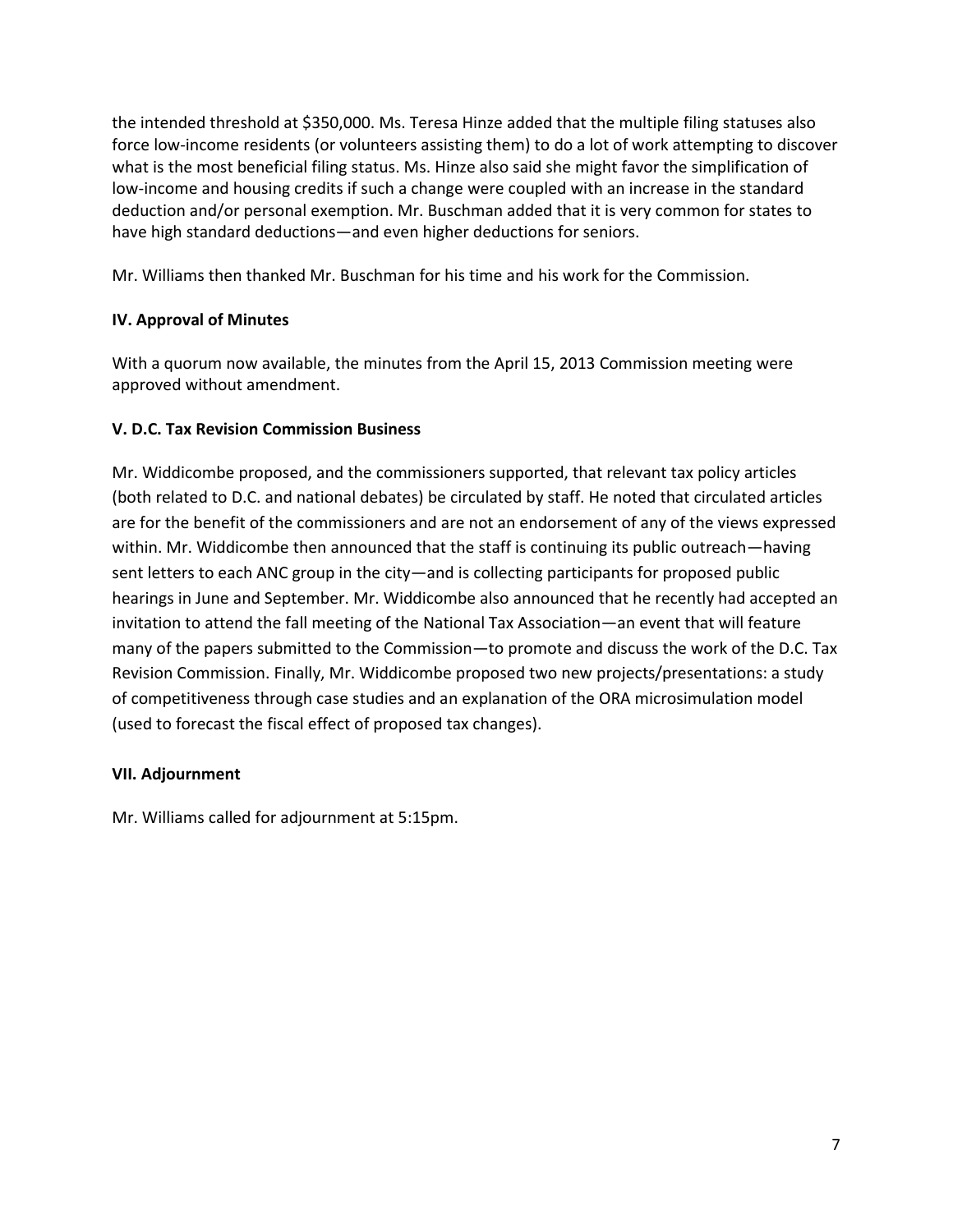the intended threshold at $350,000. Ms. Teresa Hinze added that the multiple filing statuses also force low-income residents (or volunteers assisting them) to do a lot of work attempting to discover what is the most beneficial filing status. Ms. Hinze also said she might favor the simplification of low-income and housing credits if such a change were coupled with an increase in the standard deduction and/or personal exemption. Mr. Buschman added that it is very common for states to have high standard deductions—and even higher deductions for seniors.

Mr. Williams then thanked Mr. Buschman for his time and his work for the Commission.

**IV. Approval of Minutes**

With a quorum now available, the minutes from the April 15, 2013 Commission meeting were approved without amendment.

**V. D.C. Tax Revision Commission Business**

Mr. Widdicombe proposed, and the commissioners supported, that relevant tax policy articles (both related to D.C. and national debates) be circulated by staff. He noted that circulated articles are for the benefit of the commissioners and are not an endorsement of any of the views expressed within. Mr. Widdicombe then announced that the staff is continuing its public outreach—having sent letters to each ANC group in the city—and is collecting participants for proposed public hearings in June and September. Mr. Widdicombe also announced that he recently had accepted an invitation to attend the fall meeting of the National Tax Association—an event that will feature many of the papers submitted to the Commission—to promote and discuss the work of the D.C. Tax Revision Commission. Finally, Mr. Widdicombe proposed two new projects/presentations: a study of competitiveness through case studies and an explanation of the ORA microsimulation model (used to forecast the fiscal effect of proposed tax changes).

**VII. Adjournment**

Mr. Williams called for adjournment at 5:15pm.